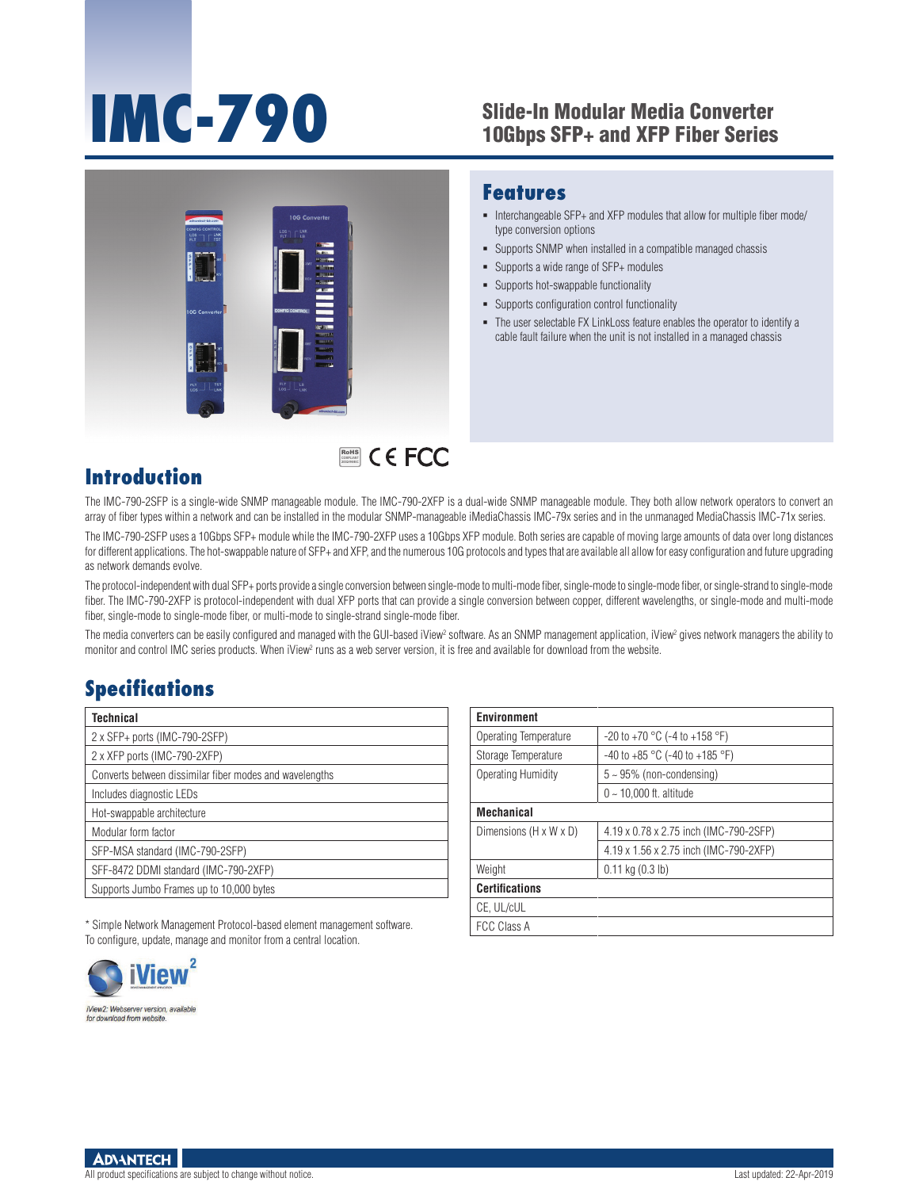# IMC-790

## Slide-In Modular Media Converter 10Gbps SFP+ and XFP Fiber Series

## Features

- Interchangeable SFP+ and XFP modules that allow for multiple fiber mode/type conversion options
- Supports SNMP when installed in a compatible managed chassis
- Supports a wide range of SFP+ modules
- Supports hot-swappable functionality
- Supports configuration control functionality
- The user selectable FX LinkLoss feature enables the operator to identify a cable fault failure when the unit is not installed in a managed chassis

RoHS CE FCC

## Introduction

The IMC-790-2SFP is a single-wide SNMP manageable module. The IMC-790-2XFP is a dual-wide SNMP manageable module. They both allow network operators to convert an array of fiber types within a network and can be installed in the modular SNMP-manageable iMediaChassis IMC-79x series and in the unmanaged MediaChassis IMC-71x series.

The IMC-790-2SFP uses a 10Gbps SFP+ module while the IMC-790-2XFP uses a 10Gbps XFP module. Both series are capable of moving large amounts of data over long distances for different applications. The hot-swappable nature of SFP+ and XFP, and the numerous 10G protocols and types that are available all allow for easy configuration and future upgrading as network demands evolve.

The protocol-independent with dual SFP+ ports provide a single conversion between single-mode to multi-mode fiber, single-mode to single-mode fiber, or single-strand to single-mode fiber. The IMC-790-2XFP is protocol-independent with dual XFP ports that can provide a single conversion between copper, different wavelengths, or single-mode and multi-mode fiber, single-mode to single-mode fiber, or multi-mode to single-strand single-mode fiber.

The media converters can be easily configured and managed with the GUI-based iView² software. As an SNMP management application, iView² gives network managers the ability to monitor and control IMC series products. When iView² runs as a web server version, it is free and available for download from the website.

## Specifications

| Technical |
|---|
| 2 x SFP+ ports (IMC-790-2SFP) |
| 2 x XFP ports (IMC-790-2XFP) |
| Converts between dissimilar fiber modes and wavelengths |
| Includes diagnostic LEDs |
| Hot-swappable architecture |
| Modular form factor |
| SFP-MSA standard (IMC-790-2SFP) |
| SFF-8472 DDMI standard (IMC-790-2XFP) |
| Supports Jumbo Frames up to 10,000 bytes |

* Simple Network Management Protocol-based element management software. To configure, update, manage and monitor from a central location.

iView²

*iView2: Webserver version, available for download from website.*

| Environment | |
|---|---|
| Operating Temperature | -20 to +70 °C (-4 to +158 °F) |
| Storage Temperature | -40 to +85 °C (-40 to +185 °F) |
| Operating Humidity | 5 ~ 95% (non-condensing) |
| | 0 ~ 10,000 ft. altitude |
| **Mechanical** | |
| Dimensions (H x W x D) | 4.19 x 0.78 x 2.75 inch (IMC-790-2SFP) |
| | 4.19 x 1.56 x 2.75 inch (IMC-790-2XFP) |
| Weight | 0.11 kg (0.3 lb) |
| **Certifications** | |
| CE, UL/cUL | |
| FCC Class A | |

All product specifications are subject to change without notice.

Last updated: 22-Apr-2019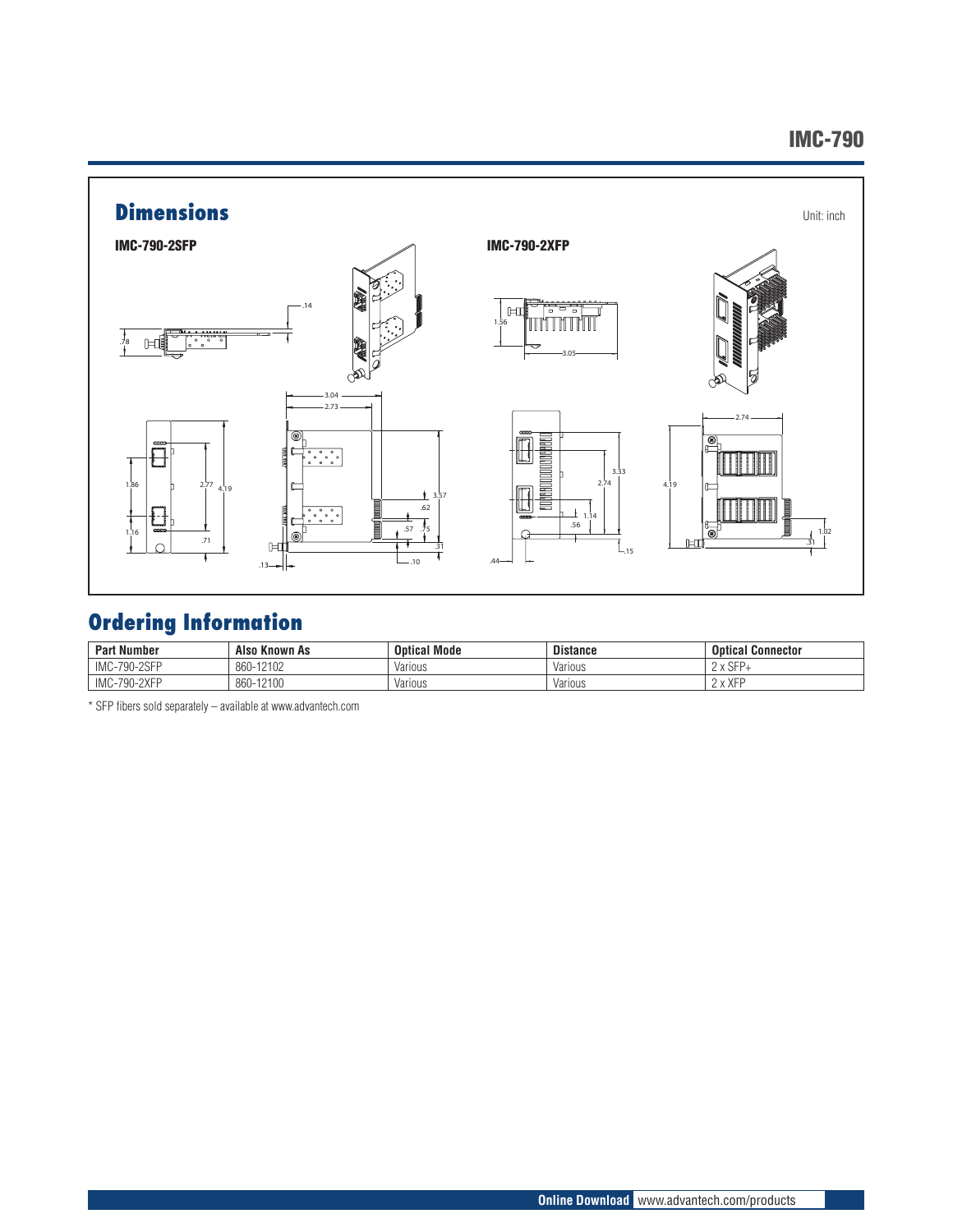## Dimensions

Unit: inch

### IMC-790-2SFP

.14

.78

3.04

2.73

1.86

2.77

4.19

1.16

.71

3.57

.62

.57

.75

.31

.10

.13

### IMC-790-2XFP

1.56

3.05

2.74

3.33

2.74

1.14

.56

.44

.15

4.19

1.02

.31

## Ordering Information

| Part Number | Also Known As | Optical Mode | Distance | Optical Connector |
| --- | --- | --- | --- | --- |
| IMC-790-2SFP | 860-12102 | Various | Various | 2 x SFP+ |
| IMC-790-2XFP | 860-12100 | Various | Various | 2 x XFP |

* SFP fibers sold separately – available at www.advantech.com